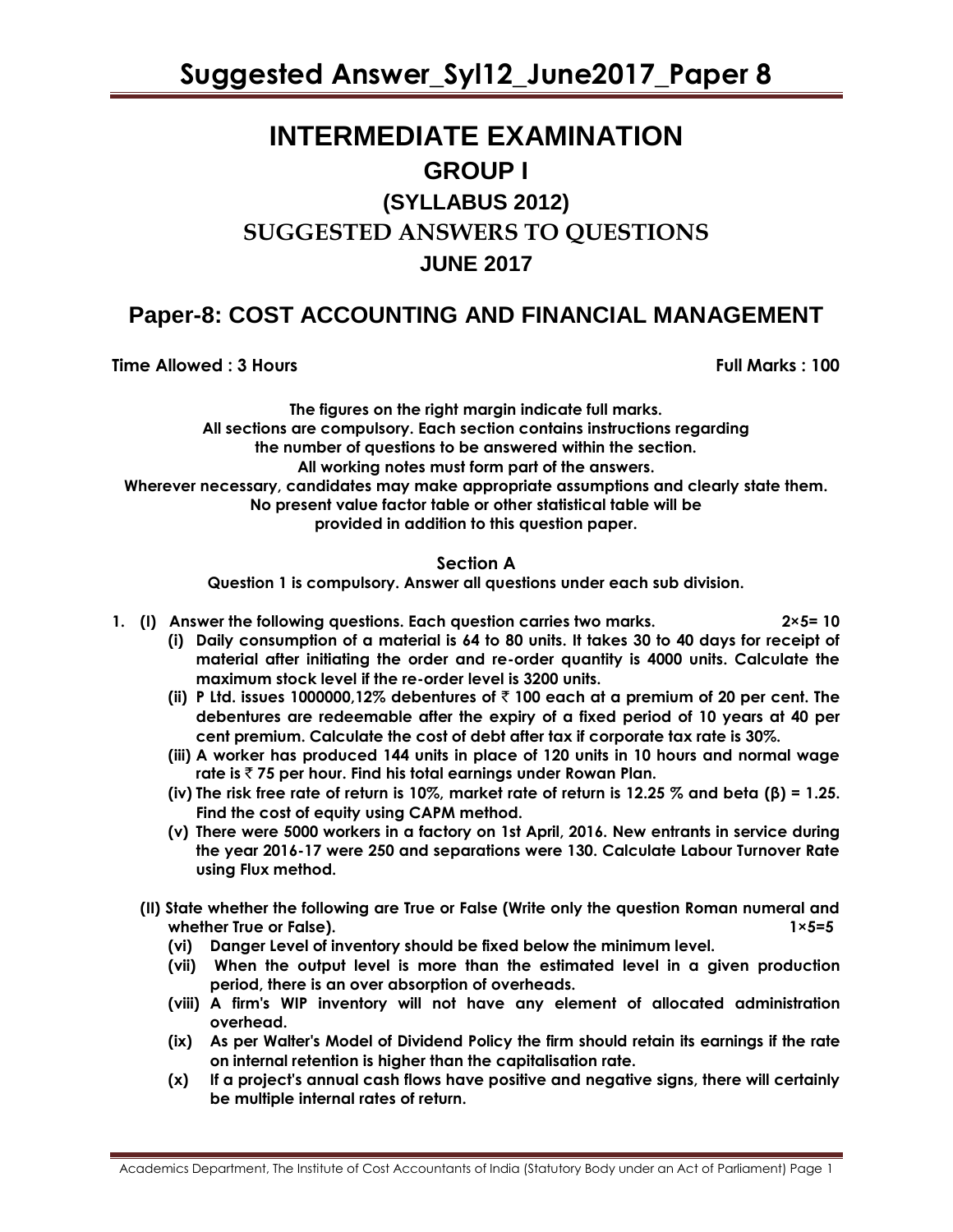# Suggested Answer_Syl12_June2017_Paper 8

# INTERMEDIATE EXAMINATION

## GROUP I

## (SYLLABUS 2012)

## SUGGESTED ANSWERS TO QUESTIONS

## JUNE 2017

## Paper-8: COST ACCOUNTING AND FINANCIAL MANAGEMENT

**Time Allowed : 3 Hours** **Full Marks : 100**

**The figures on the right margin indicate full marks.**
**All sections are compulsory. Each section contains instructions regarding the number of questions to be answered within the section.**
**All working notes must form part of the answers.**
**Wherever necessary, candidates may make appropriate assumptions and clearly state them.**
**No present value factor table or other statistical table will be provided in addition to this question paper.**

### Section A

**Question 1 is compulsory. Answer all questions under each sub division.**

1. **(I) Answer the following questions. Each question carries two marks.** **2×5= 10**

   **(i) Daily consumption of a material is 64 to 80 units. It takes 30 to 40 days for receipt of material after initiating the order and re-order quantity is 4000 units. Calculate the maximum stock level if the re-order level is 3200 units.**

   **(ii) P Ltd. issues 1000000,12% debentures of ₹ 100 each at a premium of 20 per cent. The debentures are redeemable after the expiry of a fixed period of 10 years at 40 per cent premium. Calculate the cost of debt after tax if corporate tax rate is 30%.**

   **(iii) A worker has produced 144 units in place of 120 units in 10 hours and normal wage rate is ₹ 75 per hour. Find his total earnings under Rowan Plan.**

   **(iv) The risk free rate of return is 10%, market rate of return is 12.25 % and beta (β) = 1.25. Find the cost of equity using CAPM method.**

   **(v) There were 5000 workers in a factory on 1st April, 2016. New entrants in service during the year 2016-17 were 250 and separations were 130. Calculate Labour Turnover Rate using Flux method.**

   **(II) State whether the following are True or False (Write only the question Roman numeral and whether True or False).** **1×5=5**

   **(vi) Danger Level of inventory should be fixed below the minimum level.**

   **(vii) When the output level is more than the estimated level in a given production period, there is an over absorption of overheads.**

   **(viii) A firm's WIP inventory will not have any element of allocated administration overhead.**

   **(ix) As per Walter's Model of Dividend Policy the firm should retain its earnings if the rate on internal retention is higher than the capitalisation rate.**

   **(x) If a project's annual cash flows have positive and negative signs, there will certainly be multiple internal rates of return.**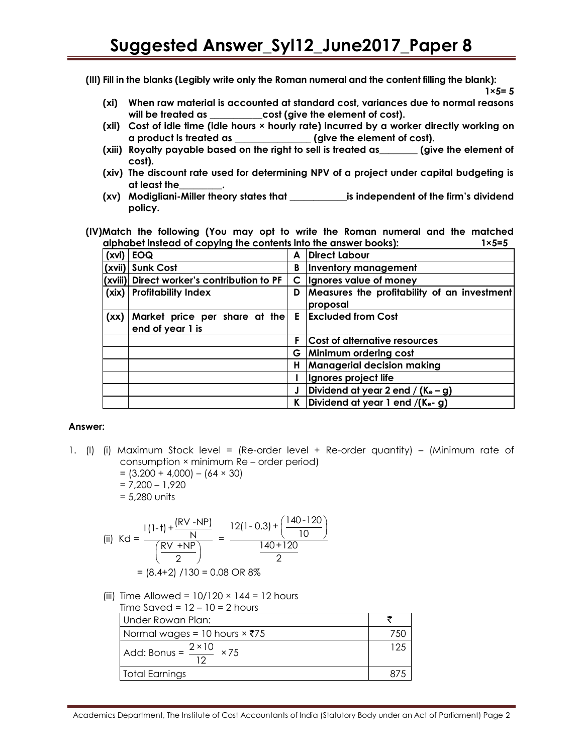**(III) Fill in the blanks (Legibly write only the Roman numeral and the content filling the blank):**

**1×5= 5**

**(xi) When raw material is accounted at standard cost, variances due to normal reasons will be treated as \_\_\_\_\_\_\_\_\_\_\_cost (give the element of cost).**

**(xii) Cost of idle time (idle hours × hourly rate) incurred by a worker directly working on a product is treated as \_\_\_\_\_\_\_\_\_\_\_\_\_\_\_\_ (give the element of cost).**

**(xiii) Royalty payable based on the right to sell is treated as\_\_\_\_\_\_\_\_ (give the element of cost).**

**(xiv) The discount rate used for determining NPV of a project under capital budgeting is at least the\_\_\_\_\_\_\_\_\_.**

**(xv) Modigliani-Miller theory states that \_\_\_\_\_\_\_\_\_\_\_\_is independent of the firm's dividend policy.**

**(IV)Match the following (You may opt to write the Roman numeral and the matched alphabet instead of copying the contents into the answer books):** **1×5=5**

| | | | |
|---|---|---|---|
| (xvi) | EOQ | A | Direct Labour |
| (xvii) | Sunk Cost | B | Inventory management |
| (xviii) | Direct worker's contribution to PF | C | Ignores value of money |
| (xix) | Profitability Index | D | Measures the profitability of an investment proposal |
| (xx) | Market price per share at the end of year 1 is | E | Excluded from Cost |
| | | F | Cost of alternative resources |
| | | G | Minimum ordering cost |
| | | H | Managerial decision making |
| | | I | Ignores project life |
| | | J | Dividend at year 2 end / $(K_e – g)$ |
| | | K | Dividend at year 1 end /$(K_e- g)$ |

**Answer:**

1. (I) (i) Maximum Stock level = (Re-order level + Re-order quantity) – (Minimum rate of consumption × minimum Re – order period)

= (3,200 + 4,000) – (64 × 30)

= 7,200 – 1,920

= 5,280 units

(ii) $$Kd = \frac{I(1-t)+\frac{(RV-NP)}{N}}{\left(\frac{RV+NP}{2}\right)} = \frac{12(1-0.3)+\left(\frac{140-120}{10}\right)}{\frac{140+120}{2}}$$

= (8.4+2) /130 = 0.08 OR 8%

(iii) Time Allowed = 10/120 × 144 = 12 hours

Time Saved = 12 – 10 = 2 hours

| Under Rowan Plan: | ₹ |
|---|---|
| Normal wages = 10 hours × ₹75 | 750 |
| Add: Bonus = $\frac{2\times10}{12}\times75$ | 125 |
| Total Earnings | 875 |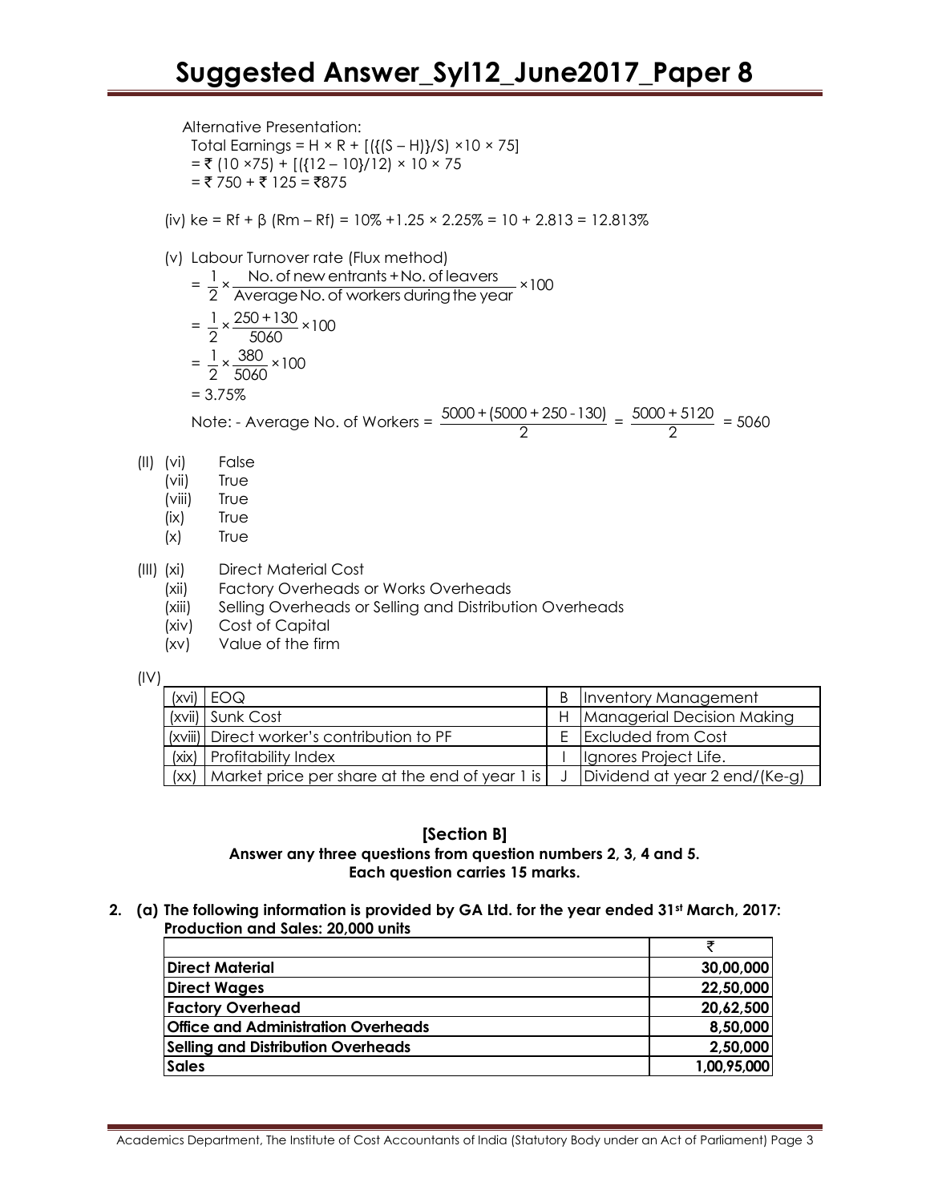Alternative Presentation:

Total Earnings = $H \times R + [(\{(S - H)\}/S) \times 10 \times 75]$

= ₹ $(10 \times 75) + [(\{12 - 10\}/12) \times 10 \times 75$

= ₹ 750 + ₹ 125 = ₹875

(iv) $ke = Rf + \beta\ (Rm - Rf) = 10\% + 1.25 \times 2.25\% = 10 + 2.813 = 12.813\%$

(v) Labour Turnover rate (Flux method)

$$= \frac{1}{2} \times \frac{\text{No. of new entrants} + \text{No. of leavers}}{\text{Average No. of workers during the year}} \times 100$$

$$= \frac{1}{2} \times \frac{250 + 130}{5060} \times 100$$

$$= \frac{1}{2} \times \frac{380}{5060} \times 100$$

$= 3.75\%$

Note: - Average No. of Workers = $\frac{5000 + (5000 + 250 - 130)}{2} = \frac{5000 + 5120}{2} = 5060$

(II)
- (vi) False
- (vii) True
- (viii) True
- (ix) True
- (x) True

(III)
- (xi) Direct Material Cost
- (xii) Factory Overheads or Works Overheads
- (xiii) Selling Overheads or Selling and Distribution Overheads
- (xiv) Cost of Capital
- (xv) Value of the firm

(IV)

| | | | |
|---|---|---|---|
| (xvi) EOQ | | B | Inventory Management |
| (xvii) | Sunk Cost | H | Managerial Decision Making |
| (xviii) | Direct worker's contribution to PF | E | Excluded from Cost |
| (xix) | Profitability Index | I | Ignores Project Life. |
| (xx) | Market price per share at the end of year 1 is | J | Dividend at year 2 end/(Ke-g) |

## [Section B]

**Answer any three questions from question numbers 2, 3, 4 and 5.**
**Each question carries 15 marks.**

**2. (a) The following information is provided by GA Ltd. for the year ended 31st March, 2017:**
**Production and Sales: 20,000 units**

| | ₹ |
|---|---|
| **Direct Material** | **30,00,000** |
| **Direct Wages** | **22,50,000** |
| **Factory Overhead** | **20,62,500** |
| **Office and Administration Overheads** | **8,50,000** |
| **Selling and Distribution Overheads** | **2,50,000** |
| **Sales** | **1,00,95,000** |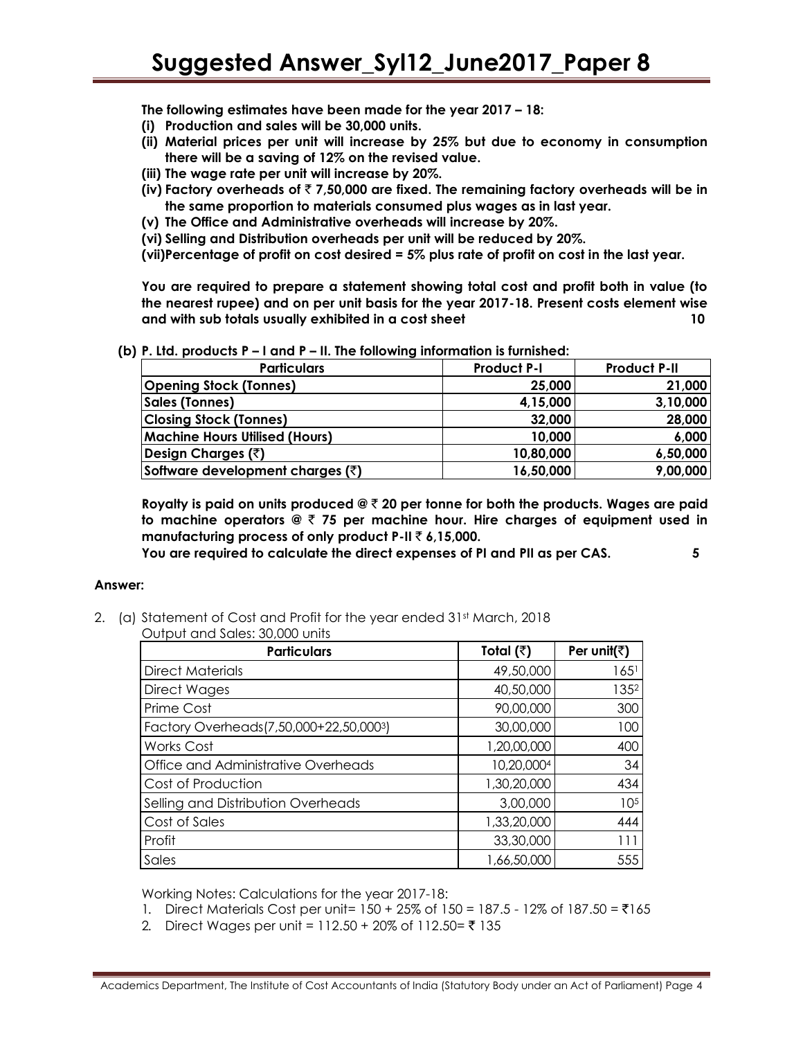**The following estimates have been made for the year 2017 – 18:**

**(i) Production and sales will be 30,000 units.**

**(ii) Material prices per unit will increase by 25% but due to economy in consumption there will be a saving of 12% on the revised value.**

**(iii) The wage rate per unit will increase by 20%.**

**(iv) Factory overheads of ₹ 7,50,000 are fixed. The remaining factory overheads will be in the same proportion to materials consumed plus wages as in last year.**

**(v) The Office and Administrative overheads will increase by 20%.**

**(vi) Selling and Distribution overheads per unit will be reduced by 20%.**

**(vii) Percentage of profit on cost desired = 5% plus rate of profit on cost in the last year.**

**You are required to prepare a statement showing total cost and profit both in value (to the nearest rupee) and on per unit basis for the year 2017-18. Present costs element wise and with sub totals usually exhibited in a cost sheet** **10**

**(b) P. Ltd. products P – I and P – II. The following information is furnished:**

| Particulars | Product P-I | Product P-II |
|---|---|---|
| Opening Stock (Tonnes) | 25,000 | 21,000 |
| Sales (Tonnes) | 4,15,000 | 3,10,000 |
| Closing Stock (Tonnes) | 32,000 | 28,000 |
| Machine Hours Utilised (Hours) | 10,000 | 6,000 |
| Design Charges (₹) | 10,80,000 | 6,50,000 |
| Software development charges (₹) | 16,50,000 | 9,00,000 |

**Royalty is paid on units produced @ ₹ 20 per tonne for both the products. Wages are paid to machine operators @ ₹ 75 per machine hour. Hire charges of equipment used in manufacturing process of only product P-II ₹ 6,15,000.**

**You are required to calculate the direct expenses of PI and PII as per CAS.** **5**

**Answer:**

2. (a) Statement of Cost and Profit for the year ended 31st March, 2018

Output and Sales: 30,000 units

| Particulars | Total (₹) | Per unit(₹) |
|---|---|---|
| Direct Materials | 49,50,000 | 165[1] |
| Direct Wages | 40,50,000 | 135[2] |
| Prime Cost | 90,00,000 | 300 |
| Factory Overheads(7,50,000+22,50,000[3]) | 30,00,000 | 100 |
| Works Cost | 1,20,00,000 | 400 |
| Office and Administrative Overheads | 10,20,000[4] | 34 |
| Cost of Production | 1,30,20,000 | 434 |
| Selling and Distribution Overheads | 3,00,000 | 10[5] |
| Cost of Sales | 1,33,20,000 | 444 |
| Profit | 33,30,000 | 111 |
| Sales | 1,66,50,000 | 555 |

Working Notes: Calculations for the year 2017-18:

1. Direct Materials Cost per unit= 150 + 25% of 150 = 187.5 - 12% of 187.50 = ₹165
2. Direct Wages per unit = 112.50 + 20% of 112.50= ₹ 135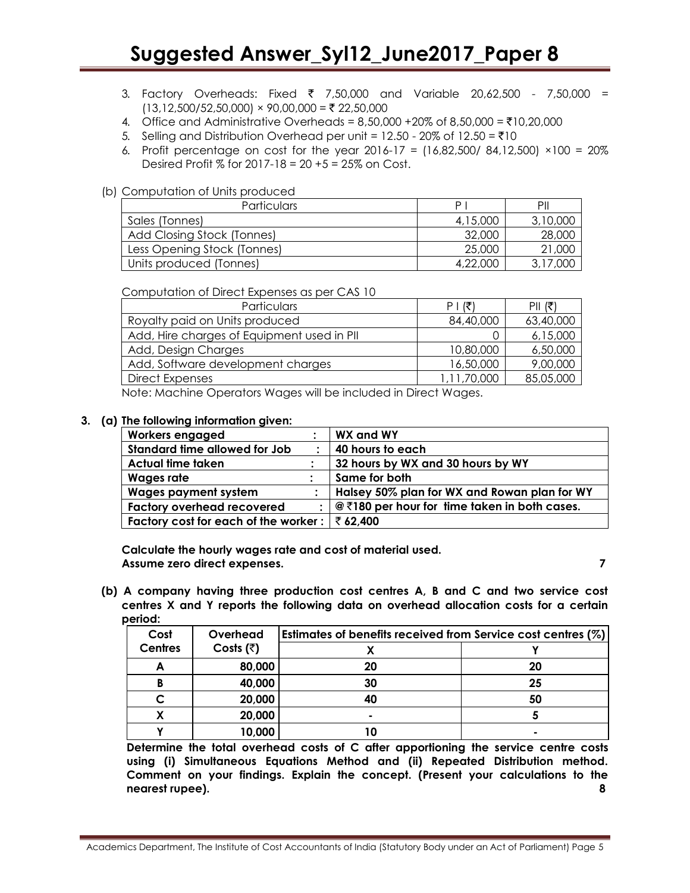3. Factory Overheads: Fixed ₹ 7,50,000 and Variable 20,62,500 - 7,50,000 = (13,12,500/52,50,000) × 90,00,000 = ₹ 22,50,000
4. Office and Administrative Overheads = 8,50,000 +20% of 8,50,000 = ₹10,20,000
5. Selling and Distribution Overhead per unit = 12.50 - 20% of 12.50 = ₹10
6. Profit percentage on cost for the year 2016-17 = (16,82,500/ 84,12,500) ×100 = 20% Desired Profit % for 2017-18 = 20 +5 = 25% on Cost.

(b) Computation of Units produced

| Particulars | P I | PII |
|---|---|---|
| Sales (Tonnes) | 4,15,000 | 3,10,000 |
| Add Closing Stock (Tonnes) | 32,000 | 28,000 |
| Less Opening Stock (Tonnes) | 25,000 | 21,000 |
| Units produced (Tonnes) | 4,22,000 | 3,17,000 |

Computation of Direct Expenses as per CAS 10

| Particulars | P I (₹) | PII (₹) |
|---|---|---|
| Royalty paid on Units produced | 84,40,000 | 63,40,000 |
| Add, Hire charges of Equipment used in PII | 0 | 6,15,000 |
| Add, Design Charges | 10,80,000 | 6,50,000 |
| Add, Software development charges | 16,50,000 | 9,00,000 |
| Direct Expenses | 1,11,70,000 | 85,05,000 |

Note: Machine Operators Wages will be included in Direct Wages.

**3. (a) The following information given:**

| | |
|---|---|
| **Workers engaged :** | **WX and WY** |
| **Standard time allowed for Job :** | **40 hours to each** |
| **Actual time taken :** | **32 hours by WX and 30 hours by WY** |
| **Wages rate :** | **Same for both** |
| **Wages payment system :** | **Halsey 50% plan for WX and Rowan plan for WY** |
| **Factory overhead recovered :** | **@ ₹180 per hour for time taken in both cases.** |
| **Factory cost for each of the worker :** | **₹ 62,400** |

**Calculate the hourly wages rate and cost of material used. Assume zero direct expenses.** **7**

**(b) A company having three production cost centres A, B and C and two service cost centres X and Y reports the following data on overhead allocation costs for a certain period:**

| **Cost Centres** | **Overhead Costs (₹)** | **Estimates of benefits received from Service cost centres (%)** | |
|---|---|---|---|
| | | **X** | **Y** |
| **A** | **80,000** | **20** | **20** |
| **B** | **40,000** | **30** | **25** |
| **C** | **20,000** | **40** | **50** |
| **X** | **20,000** | **-** | **5** |
| **Y** | **10,000** | **10** | **-** |

**Determine the total overhead costs of C after apportioning the service centre costs using (i) Simultaneous Equations Method and (ii) Repeated Distribution method. Comment on your findings. Explain the concept. (Present your calculations to the nearest rupee).** **8**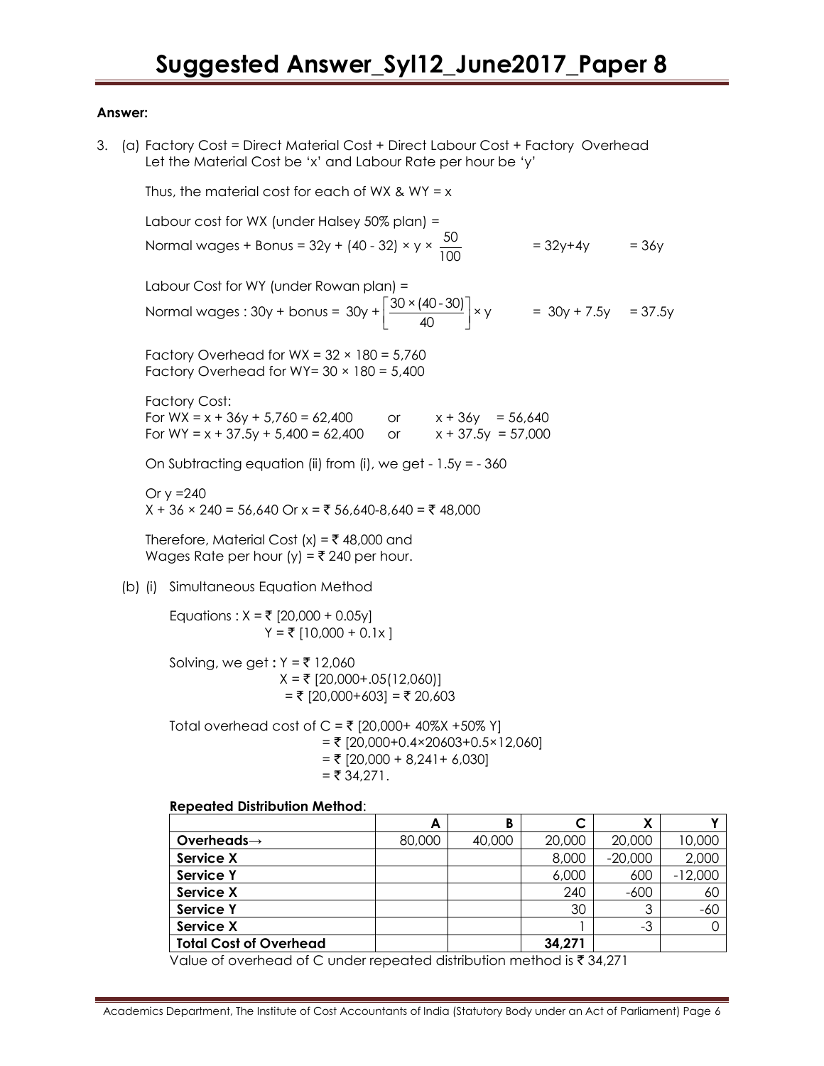**Answer:**

3. (a) Factory Cost = Direct Material Cost + Direct Labour Cost + Factory Overhead
Let the Material Cost be 'x' and Labour Rate per hour be 'y'

Thus, the material cost for each of WX & WY = x

Labour cost for WX (under Halsey 50% plan) =

Normal wages + Bonus = $32y + (40 - 32) \times y \times \frac{50}{100}$ $= 32y + 4y$ $= 36y$

Labour Cost for WY (under Rowan plan) =

Normal wages : 30y + bonus = $30y + \left[\frac{30 \times (40 - 30)}{40}\right] \times y$ $= 30y + 7.5y$ $= 37.5y$

Factory Overhead for WX = 32 × 180 = 5,760
Factory Overhead for WY= 30 × 180 = 5,400

Factory Cost:
For WX = $x + 36y + 5{,}760 = 62{,}400$ or $x + 36y = 56{,}640$
For WY = $x + 37.5y + 5{,}400 = 62{,}400$ or $x + 37.5y = 57{,}000$

On Subtracting equation (ii) from (i), we get $- 1.5y = - 360$

Or $y = 240$
$X + 36 \times 240 = 56{,}640$ Or $x$ = ₹ 56,640-8,640 = ₹ 48,000

Therefore, Material Cost (x) = ₹ 48,000 and
Wages Rate per hour (y) = ₹ 240 per hour.

(b) (i) Simultaneous Equation Method

Equations : X = ₹ [20,000 + 0.05y]
Y = ₹ [10,000 + 0.1x ]

Solving, we get **:** Y = ₹ 12,060
X = ₹ [20,000+.05(12,060)]
= ₹ [20,000+603] = ₹ 20,603

Total overhead cost of C = ₹ [20,000+ 40%X +50% Y]
= ₹ [20,000+0.4×20603+0.5×12,060]
= ₹ [20,000 + 8,241+ 6,030]
= ₹ 34,271.

**Repeated Distribution Method**:

| | A | B | C | X | Y |
|---|---|---|---|---|---|
| **Overheads→** | 80,000 | 40,000 | 20,000 | 20,000 | 10,000 |
| **Service X** | | | 8,000 | -20,000 | 2,000 |
| **Service Y** | | | 6,000 | 600 | -12,000 |
| **Service X** | | | 240 | -600 | 60 |
| **Service Y** | | | 30 | 3 | -60 |
| **Service X** | | | 1 | -3 | 0 |
| **Total Cost of Overhead** | | | **34,271** | | |

Value of overhead of C under repeated distribution method is ₹ 34,271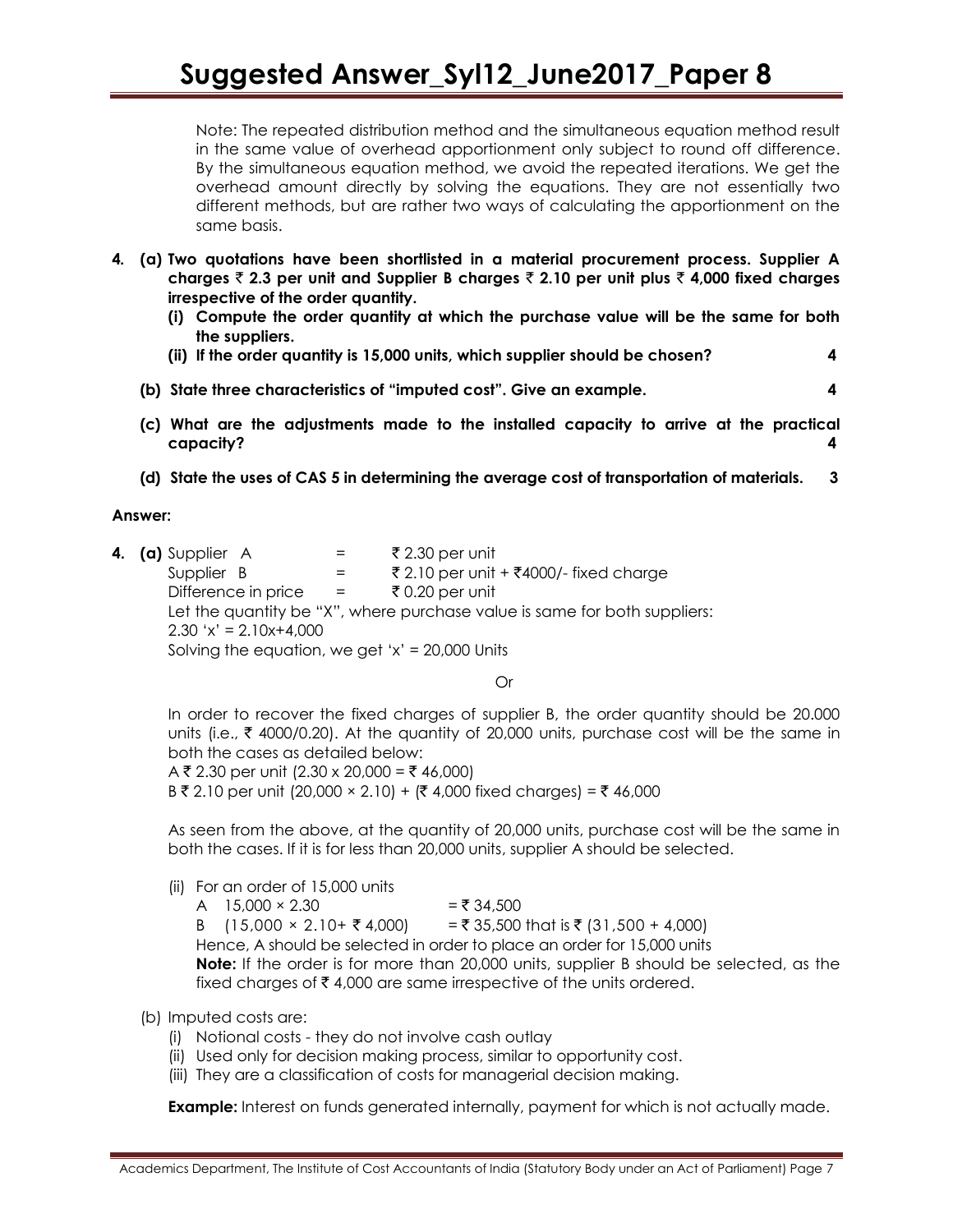Note: The repeated distribution method and the simultaneous equation method result in the same value of overhead apportionment only subject to round off difference. By the simultaneous equation method, we avoid the repeated iterations. We get the overhead amount directly by solving the equations. They are not essentially two different methods, but are rather two ways of calculating the apportionment on the same basis.

**4. (a) Two quotations have been shortlisted in a material procurement process. Supplier A charges ₹ 2.3 per unit and Supplier B charges ₹ 2.10 per unit plus ₹ 4,000 fixed charges irrespective of the order quantity.**

**(i) Compute the order quantity at which the purchase value will be the same for both the suppliers.**

**(ii) If the order quantity is 15,000 units, which supplier should be chosen? 4**

**(b) State three characteristics of "imputed cost". Give an example. 4**

**(c) What are the adjustments made to the installed capacity to arrive at the practical capacity? 4**

**(d) State the uses of CAS 5 in determining the average cost of transportation of materials. 3**

**Answer:**

**4. (a)** Supplier A = ₹ 2.30 per unit

Supplier B = ₹ 2.10 per unit + ₹4000/- fixed charge

Difference in price = ₹ 0.20 per unit

Let the quantity be "X", where purchase value is same for both suppliers:

2.30 'x' = 2.10x+4,000

Solving the equation, we get 'x' = 20,000 Units

Or

In order to recover the fixed charges of supplier B, the order quantity should be 20.000 units (i.e., ₹ 4000/0.20). At the quantity of 20,000 units, purchase cost will be the same in both the cases as detailed below:

A ₹ 2.30 per unit (2.30 x 20,000 = ₹ 46,000)

B ₹ 2.10 per unit (20,000 × 2.10) + (₹ 4,000 fixed charges) = ₹ 46,000

As seen from the above, at the quantity of 20,000 units, purchase cost will be the same in both the cases. If it is for less than 20,000 units, supplier A should be selected.

(ii) For an order of 15,000 units

A 15,000 × 2.30 = ₹ 34,500

B (15,000 × 2.10+ ₹ 4,000) = ₹ 35,500 that is ₹ (31,500 + 4,000)

Hence, A should be selected in order to place an order for 15,000 units

**Note:** If the order is for more than 20,000 units, supplier B should be selected, as the fixed charges of ₹ 4,000 are same irrespective of the units ordered.

(b) Imputed costs are:

(i) Notional costs - they do not involve cash outlay

(ii) Used only for decision making process, similar to opportunity cost.

(iii) They are a classification of costs for managerial decision making.

**Example:** Interest on funds generated internally, payment for which is not actually made.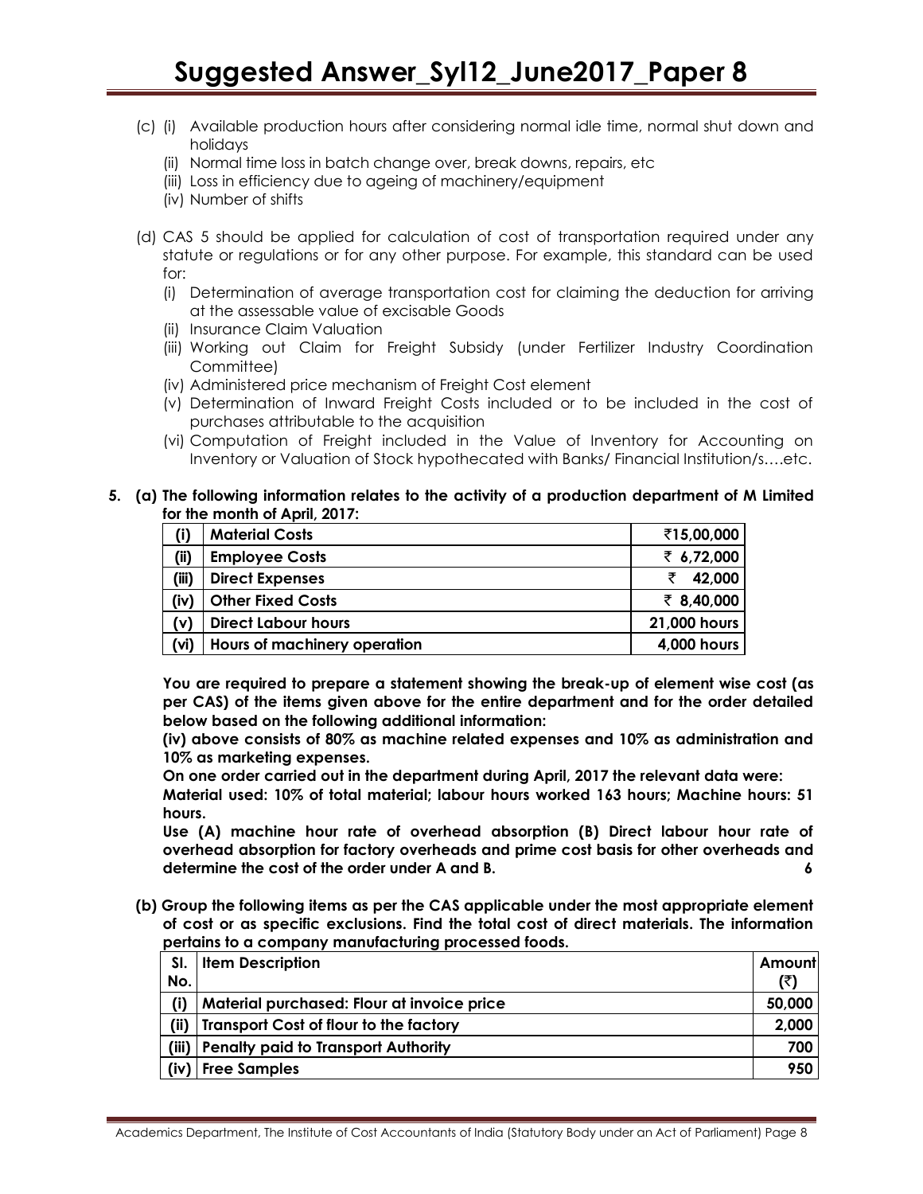(c) (i) Available production hours after considering normal idle time, normal shut down and holidays

(ii) Normal time loss in batch change over, break downs, repairs, etc

(iii) Loss in efficiency due to ageing of machinery/equipment

(iv) Number of shifts

(d) CAS 5 should be applied for calculation of cost of transportation required under any statute or regulations or for any other purpose. For example, this standard can be used for:

(i) Determination of average transportation cost for claiming the deduction for arriving at the assessable value of excisable Goods

(ii) Insurance Claim Valuation

(iii) Working out Claim for Freight Subsidy (under Fertilizer Industry Coordination Committee)

(iv) Administered price mechanism of Freight Cost element

(v) Determination of Inward Freight Costs included or to be included in the cost of purchases attributable to the acquisition

(vi) Computation of Freight included in the Value of Inventory for Accounting on Inventory or Valuation of Stock hypothecated with Banks/ Financial Institution/s….etc.

**5. (a) The following information relates to the activity of a production department of M Limited for the month of April, 2017:**

| | | |
|---|---|---|
| **(i)** | **Material Costs** | **₹15,00,000** |
| **(ii)** | **Employee Costs** | **₹ 6,72,000** |
| **(iii)** | **Direct Expenses** | **₹ 42,000** |
| **(iv)** | **Other Fixed Costs** | **₹ 8,40,000** |
| **(v)** | **Direct Labour hours** | **21,000 hours** |
| **(vi)** | **Hours of machinery operation** | **4,000 hours** |

**You are required to prepare a statement showing the break-up of element wise cost (as per CAS) of the items given above for the entire department and for the order detailed below based on the following additional information:**

**(iv) above consists of 80% as machine related expenses and 10% as administration and 10% as marketing expenses.**

**On one order carried out in the department during April, 2017 the relevant data were:**

**Material used: 10% of total material; labour hours worked 163 hours; Machine hours: 51 hours.**

**Use (A) machine hour rate of overhead absorption (B) Direct labour hour rate of overhead absorption for factory overheads and prime cost basis for other overheads and determine the cost of the order under A and B.** **6**

**(b) Group the following items as per the CAS applicable under the most appropriate element of cost or as specific exclusions. Find the total cost of direct materials. The information pertains to a company manufacturing processed foods.**

| Sl. No. | Item Description | Amount (₹) |
|---|---|---|
| (i) | Material purchased: Flour at invoice price | 50,000 |
| (ii) | Transport Cost of flour to the factory | 2,000 |
| (iii) | Penalty paid to Transport Authority | 700 |
| (iv) | Free Samples | 950 |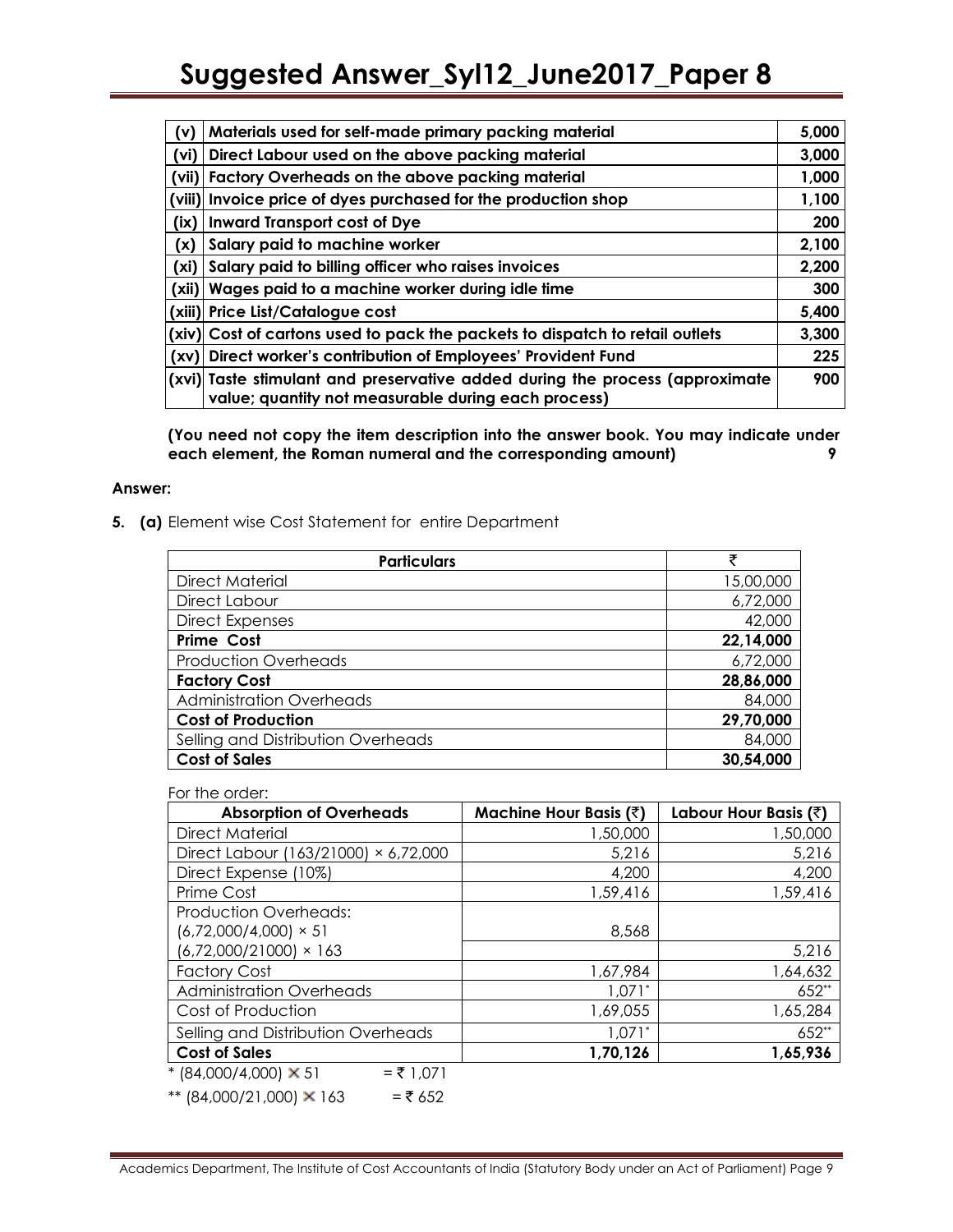| | | |
|---|---|---|
| (v) | Materials used for self-made primary packing material | 5,000 |
| (vi) | Direct Labour used on the above packing material | 3,000 |
| (vii) | Factory Overheads on the above packing material | 1,000 |
| (viii) | Invoice price of dyes purchased for the production shop | 1,100 |
| (ix) | Inward Transport cost of Dye | 200 |
| (x) | Salary paid to machine worker | 2,100 |
| (xi) | Salary paid to billing officer who raises invoices | 2,200 |
| (xii) | Wages paid to a machine worker during idle time | 300 |
| (xiii) | Price List/Catalogue cost | 5,400 |
| (xiv) | Cost of cartons used to pack the packets to dispatch to retail outlets | 3,300 |
| (xv) | Direct worker's contribution of Employees' Provident Fund | 225 |
| (xvi) | Taste stimulant and preservative added during the process (approximate value; quantity not measurable during each process) | 900 |

**(You need not copy the item description into the answer book. You may indicate under each element, the Roman numeral and the corresponding amount)** **9**

**Answer:**

**5. (a)** Element wise Cost Statement for entire Department

| Particulars | ₹ |
|---|---|
| Direct Material | 15,00,000 |
| Direct Labour | 6,72,000 |
| Direct Expenses | 42,000 |
| **Prime Cost** | **22,14,000** |
| Production Overheads | 6,72,000 |
| **Factory Cost** | **28,86,000** |
| Administration Overheads | 84,000 |
| **Cost of Production** | **29,70,000** |
| Selling and Distribution Overheads | 84,000 |
| **Cost of Sales** | **30,54,000** |

For the order:

| Absorption of Overheads | Machine Hour Basis (₹) | Labour Hour Basis (₹) |
|---|---|---|
| Direct Material | 1,50,000 | 1,50,000 |
| Direct Labour (163/21000) × 6,72,000 | 5,216 | 5,216 |
| Direct Expense (10%) | 4,200 | 4,200 |
| Prime Cost | 1,59,416 | 1,59,416 |
| Production Overheads: | | |
| (6,72,000/4,000) × 51 | 8,568 | |
| (6,72,000/21000) × 163 | | 5,216 |
| Factory Cost | 1,67,984 | 1,64,632 |
| Administration Overheads | 1,071* | 652** |
| Cost of Production | 1,69,055 | 1,65,284 |
| Selling and Distribution Overheads | 1,071* | 652** |
| **Cost of Sales** | **1,70,126** | **1,65,936** |

* (84,000/4,000) × 51 = ₹ 1,071

** (84,000/21,000) × 163 = ₹ 652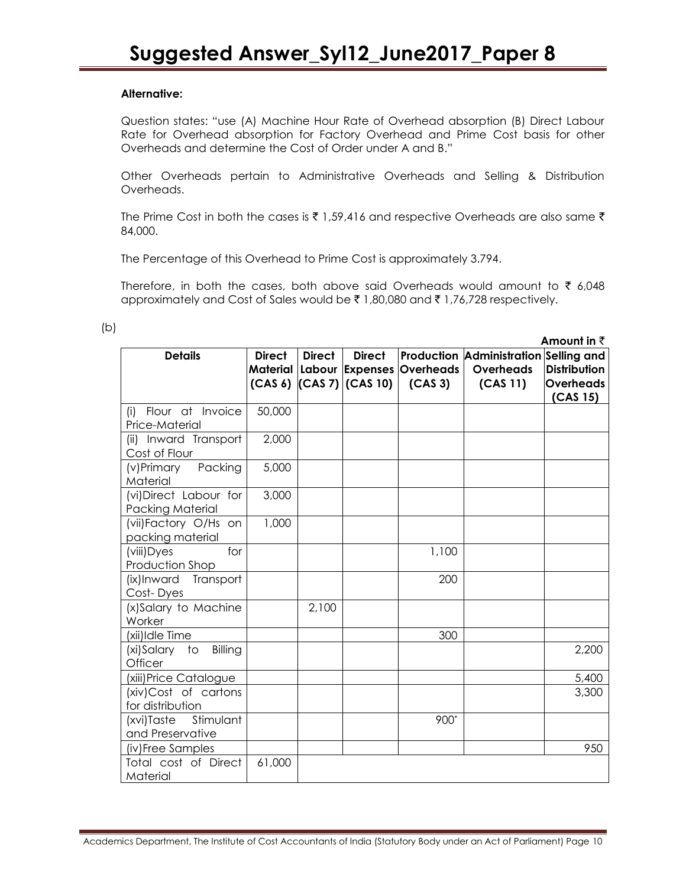**Alternative:**

Question states: "use (A) Machine Hour Rate of Overhead absorption (B) Direct Labour Rate for Overhead absorption for Factory Overhead and Prime Cost basis for other Overheads and determine the Cost of Order under A and B."

Other Overheads pertain to Administrative Overheads and Selling & Distribution Overheads.

The Prime Cost in both the cases is ₹ 1,59,416 and respective Overheads are also same ₹ 84,000.

The Percentage of this Overhead to Prime Cost is approximately 3.794.

Therefore, in both the cases, both above said Overheads would amount to ₹ 6,048 approximately and Cost of Sales would be ₹ 1,80,080 and ₹ 1,76,728 respectively.

(b)

**Amount in ₹**

| Details | Direct Material (CAS 6) | Direct Labour (CAS 7) | Direct Expenses (CAS 10) | Production Overheads (CAS 3) | Administration Overheads (CAS 11) | Selling and Distribution Overheads (CAS 15) |
|---|---|---|---|---|---|---|
| (i) Flour at Invoice Price-Material | 50,000 | | | | | |
| (ii) Inward Transport Cost of Flour | 2,000 | | | | | |
| (v)Primary Packing Material | 5,000 | | | | | |
| (vi)Direct Labour for Packing Material | 3,000 | | | | | |
| (vii)Factory O/Hs on packing material | 1,000 | | | | | |
| (viii)Dyes for Production Shop | | | | 1,100 | | |
| (ix)Inward Transport Cost- Dyes | | | | 200 | | |
| (x)Salary to Machine Worker | | 2,100 | | | | |
| (xii)Idle Time | | | | 300 | | |
| (xi)Salary to Billing Officer | | | | | | 2,200 |
| (xiii)Price Catalogue | | | | | | 5,400 |
| (xiv)Cost of cartons for distribution | | | | | | 3,300 |
| (xvi)Taste Stimulant and Preservative | | | | 900* | | |
| (iv)Free Samples | | | | | | 950 |
| Total cost of Direct Material | 61,000 | | | | | |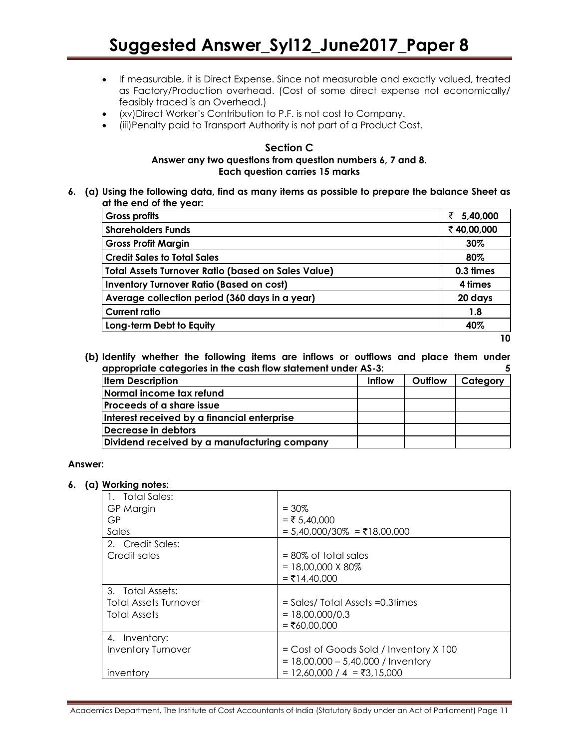- If measurable, it is Direct Expense. Since not measurable and exactly valued, treated as Factory/Production overhead. (Cost of some direct expense not economically/ feasibly traced is an Overhead.)
- (xv)Direct Worker's Contribution to P.F. is not cost to Company.
- (iii)Penalty paid to Transport Authority is not part of a Product Cost.

## Section C

**Answer any two questions from question numbers 6, 7 and 8.**
**Each question carries 15 marks**

**6. (a) Using the following data, find as many items as possible to prepare the balance Sheet as at the end of the year:**

| | |
|---|---|
| **Gross profits** | **₹ 5,40,000** |
| **Shareholders Funds** | **₹ 40,00,000** |
| **Gross Profit Margin** | **30%** |
| **Credit Sales to Total Sales** | **80%** |
| **Total Assets Turnover Ratio (based on Sales Value)** | **0.3 times** |
| **Inventory Turnover Ratio (Based on cost)** | **4 times** |
| **Average collection period (360 days in a year)** | **20 days** |
| **Current ratio** | **1.8** |
| **Long-term Debt to Equity** | **40%** |

**10**

**(b) Identify whether the following items are inflows or outflows and place them under appropriate categories in the cash flow statement under AS-3: 5**

| Item Description | Inflow | Outflow | Category |
|---|---|---|---|
| Normal income tax refund | | | |
| Proceeds of a share issue | | | |
| Interest received by a financial enterprise | | | |
| Decrease in debtors | | | |
| Dividend received by a manufacturing company | | | |

**Answer:**

**6. (a) Working notes:**

| | |
|---|---|
| 1. Total Sales: | |
| GP Margin | = 30% |
| GP | = ₹ 5,40,000 |
| Sales | = 5,40,000/30% = ₹18,00,000 |
| 2. Credit Sales: | |
| Credit sales | = 80% of total sales<br>= 18,00,000 X 80%<br>= ₹14,40,000 |
| 3. Total Assets: | |
| Total Assets Turnover | = Sales/ Total Assets =0.3times |
| Total Assets | = 18,00,000/0.3<br>= ₹60,00,000 |
| 4. Inventory: | |
| Inventory Turnover | = Cost of Goods Sold / Inventory X 100<br>= 18,00,000 – 5,40,000 / Inventory |
| inventory | = 12,60,000 / 4 = ₹3,15,000 |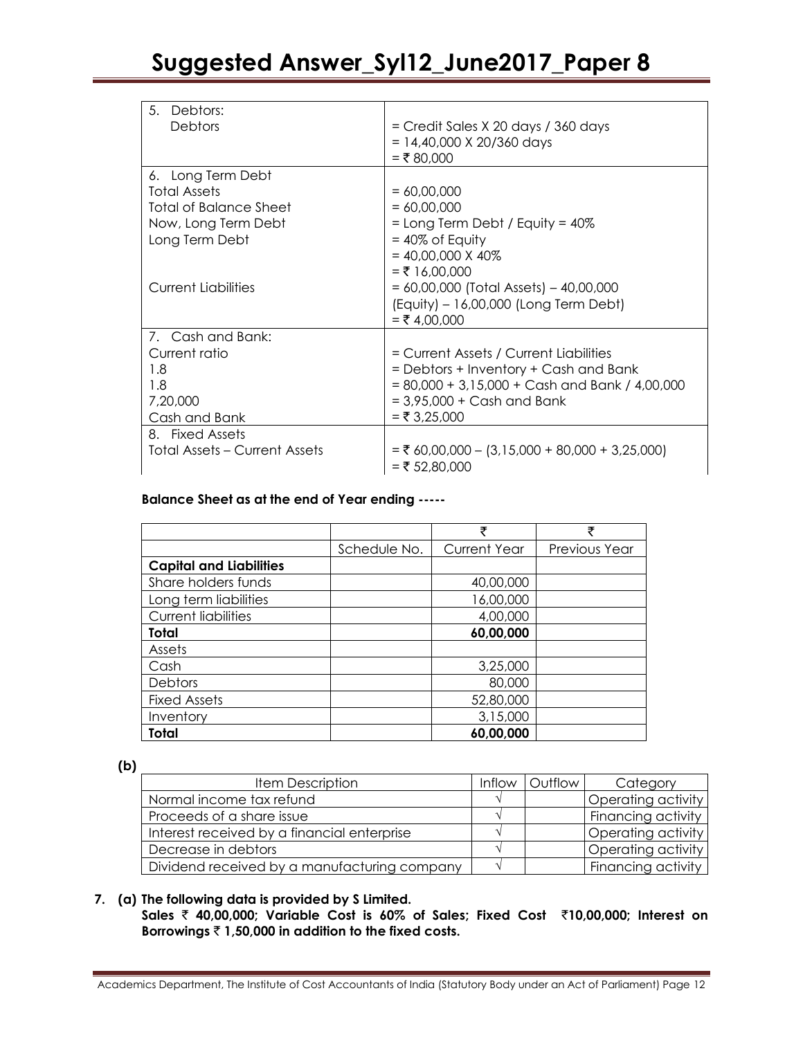| | |
|---|---|
| 5. Debtors:<br>Debtors | = Credit Sales X 20 days / 360 days<br>= 14,40,000 X 20/360 days<br>= ₹ 80,000 |
| 6. Long Term Debt<br>Total Assets<br>Total of Balance Sheet<br>Now, Long Term Debt<br>Long Term Debt<br><br><br>Current Liabilities | <br>= 60,00,000<br>= 60,00,000<br>= Long Term Debt / Equity = 40%<br>= 40% of Equity<br>= 40,00,000 X 40%<br>= ₹ 16,00,000<br>= 60,00,000 (Total Assets) – 40,00,000 (Equity) – 16,00,000 (Long Term Debt)<br>= ₹ 4,00,000 |
| 7. Cash and Bank:<br>Current ratio<br>1.8<br>1.8<br>7,20,000<br>Cash and Bank | <br>= Current Assets / Current Liabilities<br>= Debtors + Inventory + Cash and Bank<br>= 80,000 + 3,15,000 + Cash and Bank / 4,00,000<br>= 3,95,000 + Cash and Bank<br>= ₹ 3,25,000 |
| 8. Fixed Assets<br>Total Assets – Current Assets | <br>= ₹ 60,00,000 – (3,15,000 + 80,000 + 3,25,000)<br>= ₹ 52,80,000 |

**Balance Sheet as at the end of Year ending -----**

| | | ₹ | ₹ |
|---|---|---|---|
| | Schedule No. | Current Year | Previous Year |
| **Capital and Liabilities** | | | |
| Share holders funds | | 40,00,000 | |
| Long term liabilities | | 16,00,000 | |
| Current liabilities | | 4,00,000 | |
| **Total** | | **60,00,000** | |
| Assets | | | |
| Cash | | 3,25,000 | |
| Debtors | | 80,000 | |
| Fixed Assets | | 52,80,000 | |
| Inventory | | 3,15,000 | |
| **Total** | | **60,00,000** | |

**(b)**

| Item Description | Inflow | Outflow | Category |
|---|---|---|---|
| Normal income tax refund | √ | | Operating activity |
| Proceeds of a share issue | √ | | Financing activity |
| Interest received by a financial enterprise | √ | | Operating activity |
| Decrease in debtors | √ | | Operating activity |
| Dividend received by a manufacturing company | √ | | Financing activity |

**7. (a) The following data is provided by S Limited.**

**Sales ₹ 40,00,000; Variable Cost is 60% of Sales; Fixed Cost ₹10,00,000; Interest on Borrowings ₹ 1,50,000 in addition to the fixed costs.**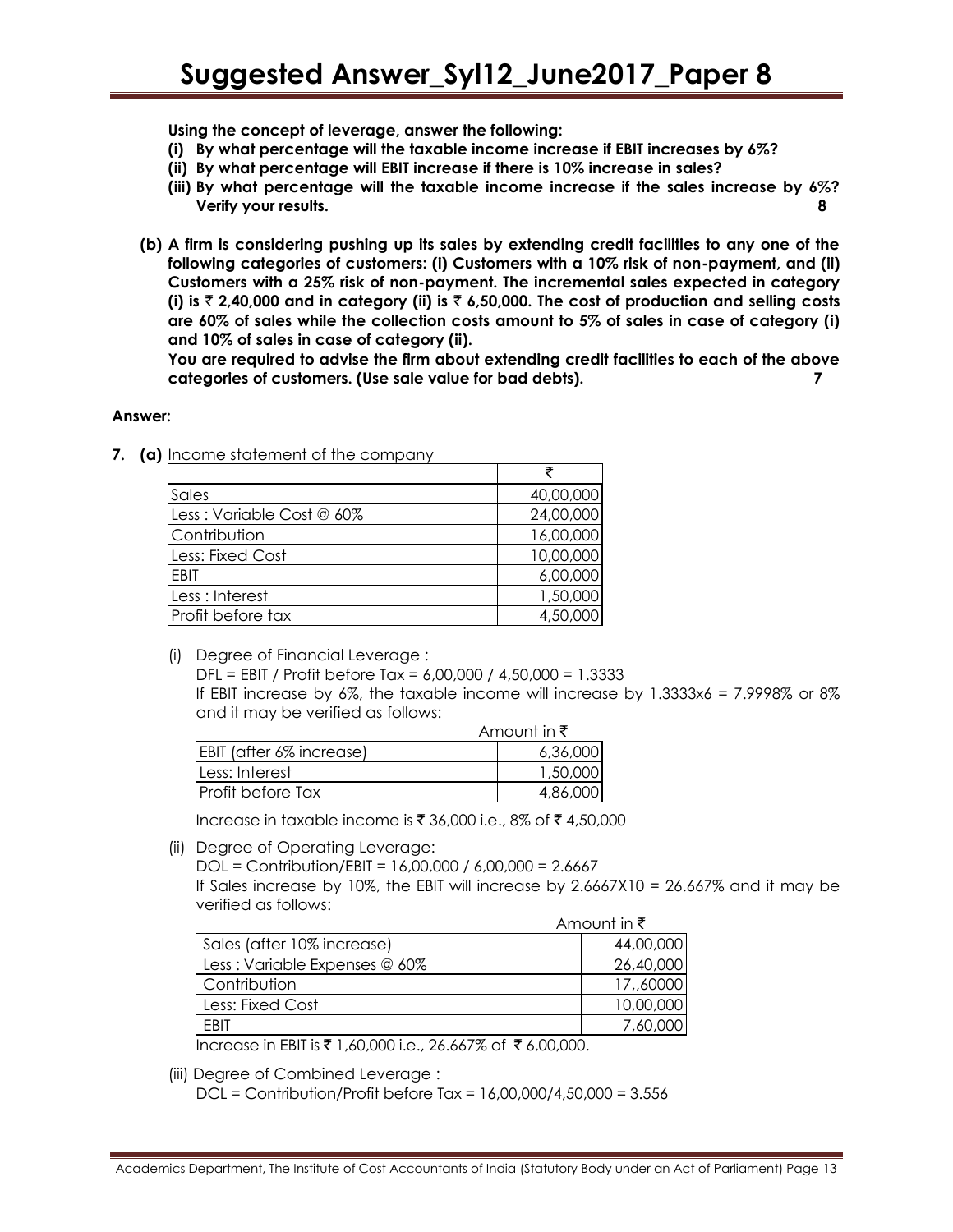**Using the concept of leverage, answer the following:**

**(i) By what percentage will the taxable income increase if EBIT increases by 6%?**

**(ii) By what percentage will EBIT increase if there is 10% increase in sales?**

**(iii) By what percentage will the taxable income increase if the sales increase by 6%? Verify your results.** **8**

**(b) A firm is considering pushing up its sales by extending credit facilities to any one of the following categories of customers: (i) Customers with a 10% risk of non-payment, and (ii) Customers with a 25% risk of non-payment. The incremental sales expected in category (i) is ₹ 2,40,000 and in category (ii) is ₹ 6,50,000. The cost of production and selling costs are 60% of sales while the collection costs amount to 5% of sales in case of category (i) and 10% of sales in case of category (ii).**

**You are required to advise the firm about extending credit facilities to each of the above categories of customers. (Use sale value for bad debts).** **7**

**Answer:**

**7. (a)** Income statement of the company

| | ₹ |
|---|---|
| Sales | 40,00,000 |
| Less : Variable Cost @ 60% | 24,00,000 |
| Contribution | 16,00,000 |
| Less: Fixed Cost | 10,00,000 |
| EBIT | 6,00,000 |
| Less : Interest | 1,50,000 |
| Profit before tax | 4,50,000 |

(i) Degree of Financial Leverage :

DFL = EBIT / Profit before Tax = 6,00,000 / 4,50,000 = 1.3333

If EBIT increase by 6%, the taxable income will increase by 1.3333x6 = 7.9998% or 8% and it may be verified as follows:

| | Amount in ₹ |
|---|---|
| EBIT (after 6% increase) | 6,36,000 |
| Less: Interest | 1,50,000 |
| Profit before Tax | 4,86,000 |

Increase in taxable income is ₹ 36,000 i.e., 8% of ₹ 4,50,000

(ii) Degree of Operating Leverage:

DOL = Contribution/EBIT = 16,00,000 / 6,00,000 = 2.6667

If Sales increase by 10%, the EBIT will increase by 2.6667X10 = 26.667% and it may be verified as follows:

| | Amount in ₹ |
|---|---|
| Sales (after 10% increase) | 44,00,000 |
| Less : Variable Expenses @ 60% | 26,40,000 |
| Contribution | 17,,60000 |
| Less: Fixed Cost | 10,00,000 |
| EBIT | 7,60,000 |

Increase in EBIT is ₹ 1,60,000 i.e., 26.667% of ₹ 6,00,000.

(iii) Degree of Combined Leverage :

DCL = Contribution/Profit before Tax = 16,00,000/4,50,000 = 3.556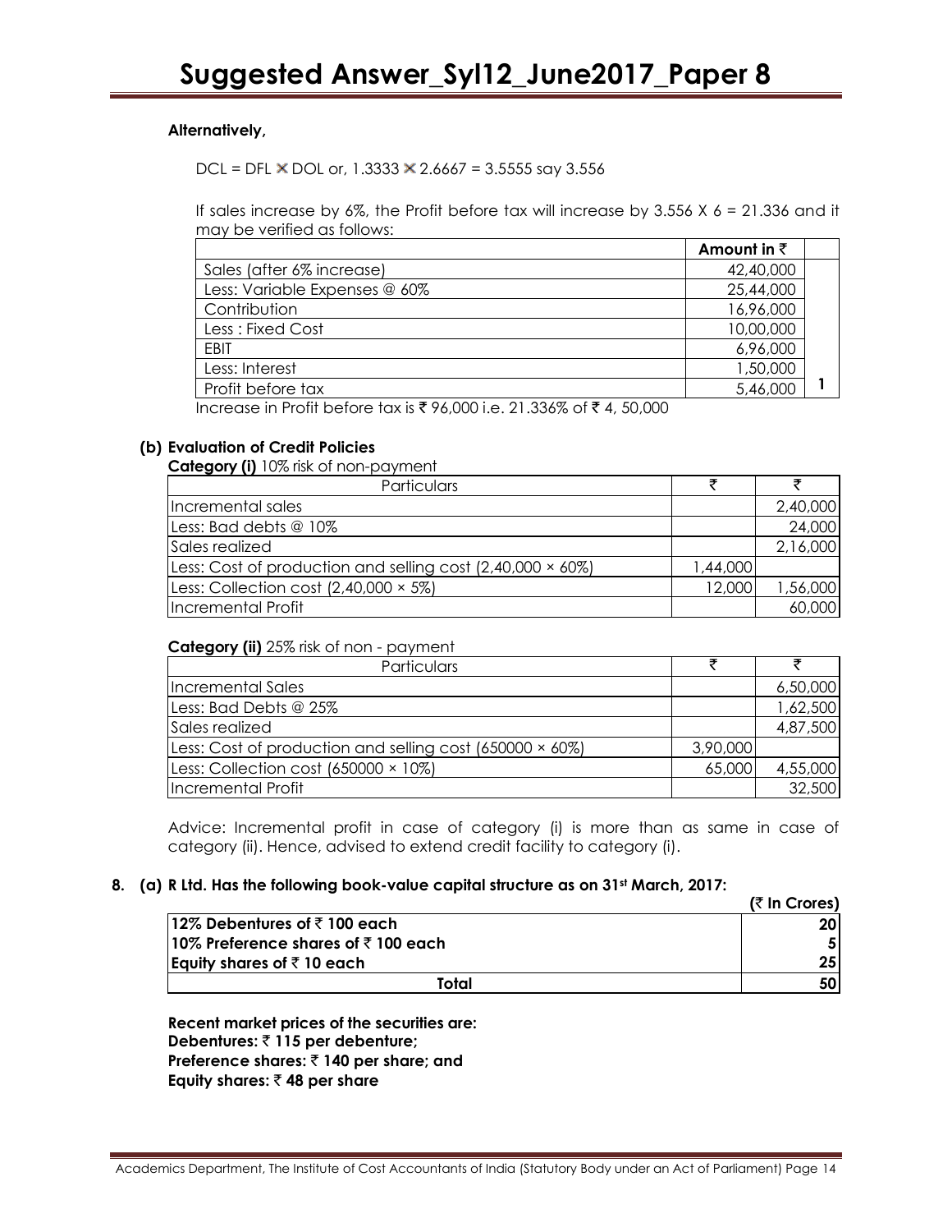**Alternatively,**

DCL = DFL × DOL or, 1.3333 × 2.6667 = 3.5555 say 3.556

If sales increase by 6%, the Profit before tax will increase by 3.556 X 6 = 21.336 and it may be verified as follows:

| | Amount in ₹ | |
|---|---|---|
| Sales (after 6% increase) | 42,40,000 | |
| Less: Variable Expenses @ 60% | 25,44,000 | |
| Contribution | 16,96,000 | |
| Less : Fixed Cost | 10,00,000 | |
| EBIT | 6,96,000 | |
| Less: Interest | 1,50,000 | |
| Profit before tax | 5,46,000 | 1 |

Increase in Profit before tax is ₹ 96,000 i.e. 21.336% of ₹ 4, 50,000

**(b) Evaluation of Credit Policies**

**Category (i)** 10% risk of non-payment

| Particulars | ₹ | ₹ |
|---|---|---|
| Incremental sales | | 2,40,000 |
| Less: Bad debts @ 10% | | 24,000 |
| Sales realized | | 2,16,000 |
| Less: Cost of production and selling cost (2,40,000 × 60%) | 1,44,000 | |
| Less: Collection cost (2,40,000 × 5%) | 12,000 | 1,56,000 |
| Incremental Profit | | 60,000 |

**Category (ii)** 25% risk of non - payment

| Particulars | ₹ | ₹ |
|---|---|---|
| Incremental Sales | | 6,50,000 |
| Less: Bad Debts @ 25% | | 1,62,500 |
| Sales realized | | 4,87,500 |
| Less: Cost of production and selling cost (650000 × 60%) | 3,90,000 | |
| Less: Collection cost (650000 × 10%) | 65,000 | 4,55,000 |
| Incremental Profit | | 32,500 |

Advice: Incremental profit in case of category (i) is more than as same in case of category (ii). Hence, advised to extend credit facility to category (i).

**8. (a) R Ltd. Has the following book-value capital structure as on 31st March, 2017:**

| | **(₹ In Crores)** |
|---|---|
| **12% Debentures of ₹ 100 each** | **20** |
| **10% Preference shares of ₹ 100 each** | **5** |
| **Equity shares of ₹ 10 each** | **25** |
| **Total** | **50** |

**Recent market prices of the securities are:**
**Debentures: ₹ 115 per debenture;**
**Preference shares: ₹ 140 per share; and**
**Equity shares: ₹ 48 per share**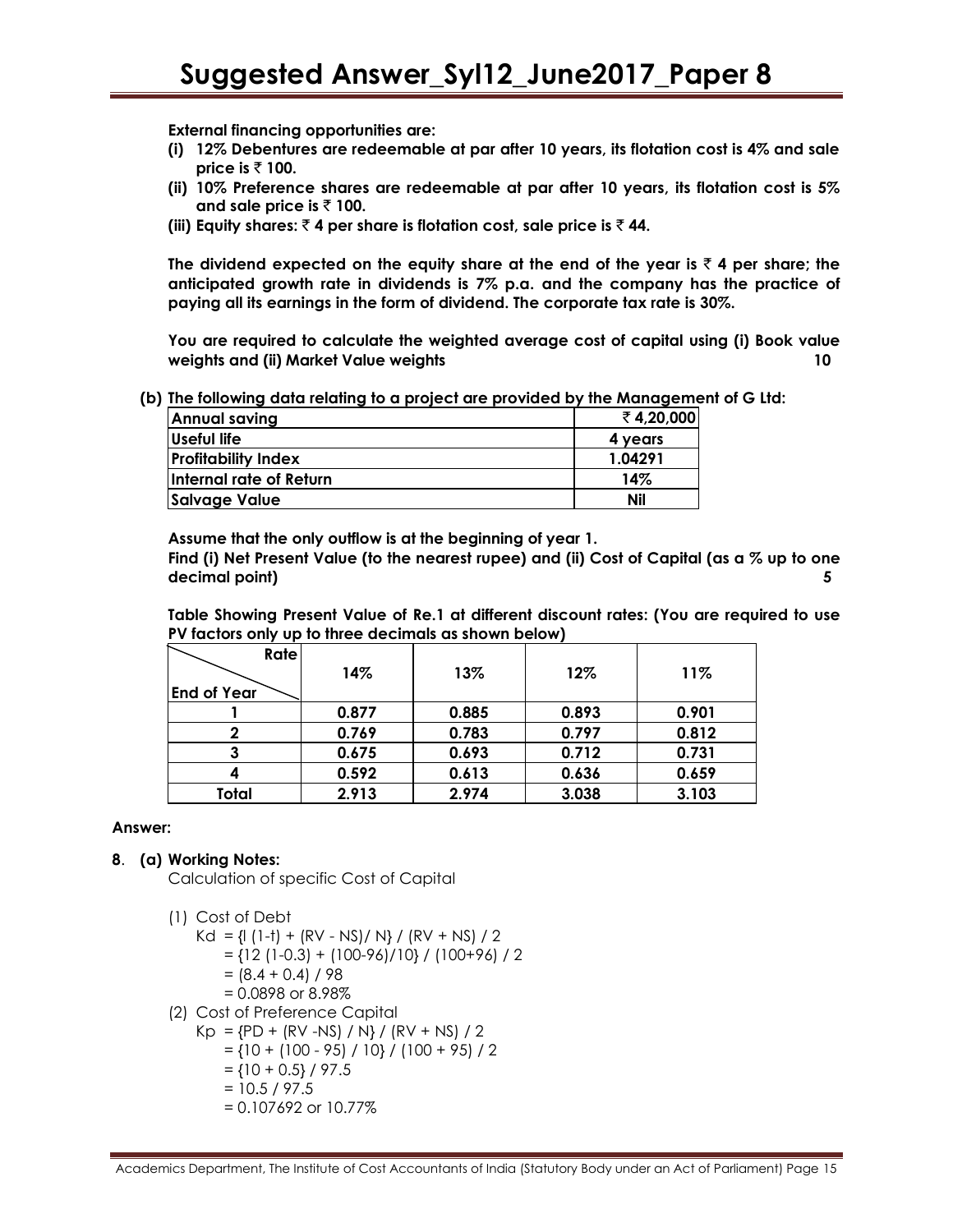**External financing opportunities are:**

**(i) 12% Debentures are redeemable at par after 10 years, its flotation cost is 4% and sale price is ₹ 100.**

**(ii) 10% Preference shares are redeemable at par after 10 years, its flotation cost is 5% and sale price is ₹ 100.**

**(iii) Equity shares: ₹ 4 per share is flotation cost, sale price is ₹ 44.**

**The dividend expected on the equity share at the end of the year is ₹ 4 per share; the anticipated growth rate in dividends is 7% p.a. and the company has the practice of paying all its earnings in the form of dividend. The corporate tax rate is 30%.**

**You are required to calculate the weighted average cost of capital using (i) Book value weights and (ii) Market Value weights** **10**

**(b) The following data relating to a project are provided by the Management of G Ltd:**

| Annual saving | ₹ 4,20,000 |
|---|---|
| Useful life | 4 years |
| Profitability Index | 1.04291 |
| Internal rate of Return | 14% |
| Salvage Value | Nil |

**Assume that the only outflow is at the beginning of year 1.**

**Find (i) Net Present Value (to the nearest rupee) and (ii) Cost of Capital (as a % up to one decimal point)** **5**

**Table Showing Present Value of Re.1 at different discount rates: (You are required to use PV factors only up to three decimals as shown below)**

| Rate / End of Year | 14% | 13% | 12% | 11% |
|---|---|---|---|---|
| 1 | 0.877 | 0.885 | 0.893 | 0.901 |
| 2 | 0.769 | 0.783 | 0.797 | 0.812 |
| 3 | 0.675 | 0.693 | 0.712 | 0.731 |
| 4 | 0.592 | 0.613 | 0.636 | 0.659 |
| Total | 2.913 | 2.974 | 3.038 | 3.103 |

**Answer:**

**8. (a) Working Notes:**

Calculation of specific Cost of Capital

(1) Cost of Debt

$Kd = \{I (1-t) + (RV - NS)/ N\} / (RV + NS) / 2$

$= \{12 (1-0.3) + (100-96)/10\} / (100+96) / 2$

$= (8.4 + 0.4) / 98$

$= 0.0898$ or $8.98\%$

(2) Cost of Preference Capital

$Kp = \{PD + (RV - NS) / N\} / (RV + NS) / 2$

$= \{10 + (100 - 95) / 10\} / (100 + 95) / 2$

$= \{10 + 0.5\} / 97.5$

$= 10.5 / 97.5$

$= 0.107692$ or $10.77\%$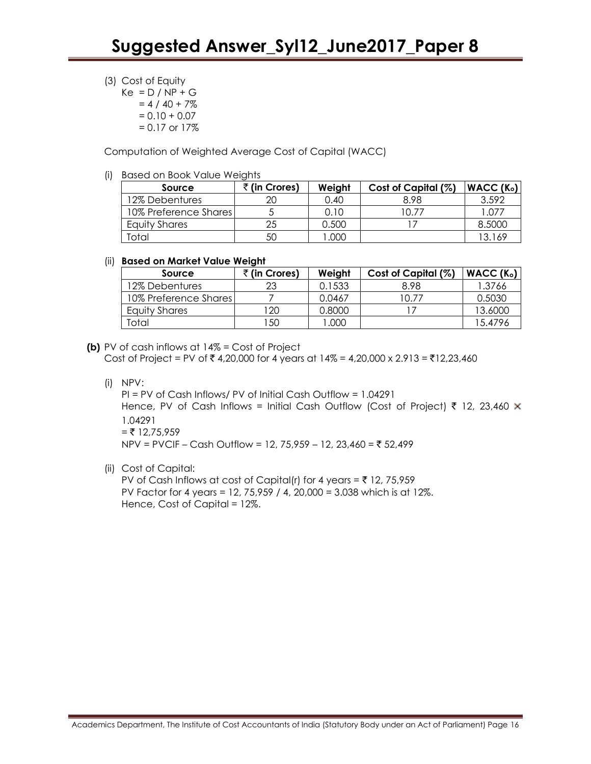(3) Cost of Equity

$Ke = D / NP + G$

$= 4 / 40 + 7\%$

$= 0.10 + 0.07$

$= 0.17$ or 17%

Computation of Weighted Average Cost of Capital (WACC)

(i) Based on Book Value Weights

| Source | ₹ (in Crores) | Weight | Cost of Capital (%) | WACC ($K_o$) |
|---|---|---|---|---|
| 12% Debentures | 20 | 0.40 | 8.98 | 3.592 |
| 10% Preference Shares | 5 | 0.10 | 10.77 | 1.077 |
| Equity Shares | 25 | 0.500 | 17 | 8.5000 |
| Total | 50 | 1.000 | | 13.169 |

(ii) **Based on Market Value Weight**

| Source | ₹ (in Crores) | Weight | Cost of Capital (%) | WACC ($K_o$) |
|---|---|---|---|---|
| 12% Debentures | 23 | 0.1533 | 8.98 | 1.3766 |
| 10% Preference Shares | 7 | 0.0467 | 10.77 | 0.5030 |
| Equity Shares | 120 | 0.8000 | 17 | 13.6000 |
| Total | 150 | 1.000 | | 15.4796 |

**(b)** PV of cash inflows at 14% = Cost of Project

Cost of Project = PV of ₹ 4,20,000 for 4 years at 14% = 4,20,000 x 2.913 = ₹12,23,460

(i) NPV:

PI = PV of Cash Inflows/ PV of Initial Cash Outflow = 1.04291

Hence, PV of Cash Inflows = Initial Cash Outflow (Cost of Project) ₹ 12, 23,460 × 1.04291

= ₹ 12,75,959

NPV = PVCIF – Cash Outflow = 12, 75,959 – 12, 23,460 = ₹ 52,499

(ii) Cost of Capital:

PV of Cash Inflows at cost of Capital(r) for 4 years = ₹ 12, 75,959

PV Factor for 4 years = 12, 75,959 / 4, 20,000 = 3.038 which is at 12%.

Hence, Cost of Capital = 12%.